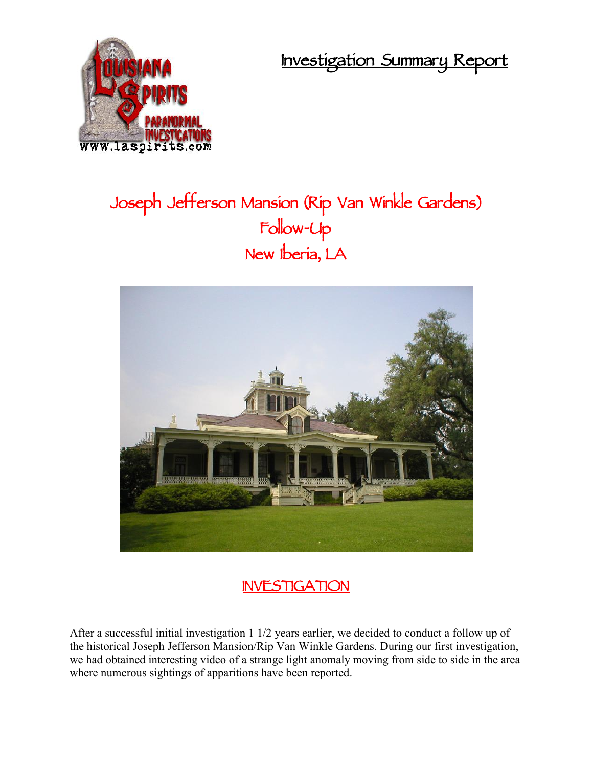# Investigation Summary Report

## Joseph Jefferson Mansion (Rip Van Winkle Gardens)
## Follow-Up
## New Iberia, LA

## INVESTIGATION

After a successful initial investigation 1 1/2 years earlier, we decided to conduct a follow up of the historical Joseph Jefferson Mansion/Rip Van Winkle Gardens. During our first investigation, we had obtained interesting video of a strange light anomaly moving from side to side in the area where numerous sightings of apparitions have been reported.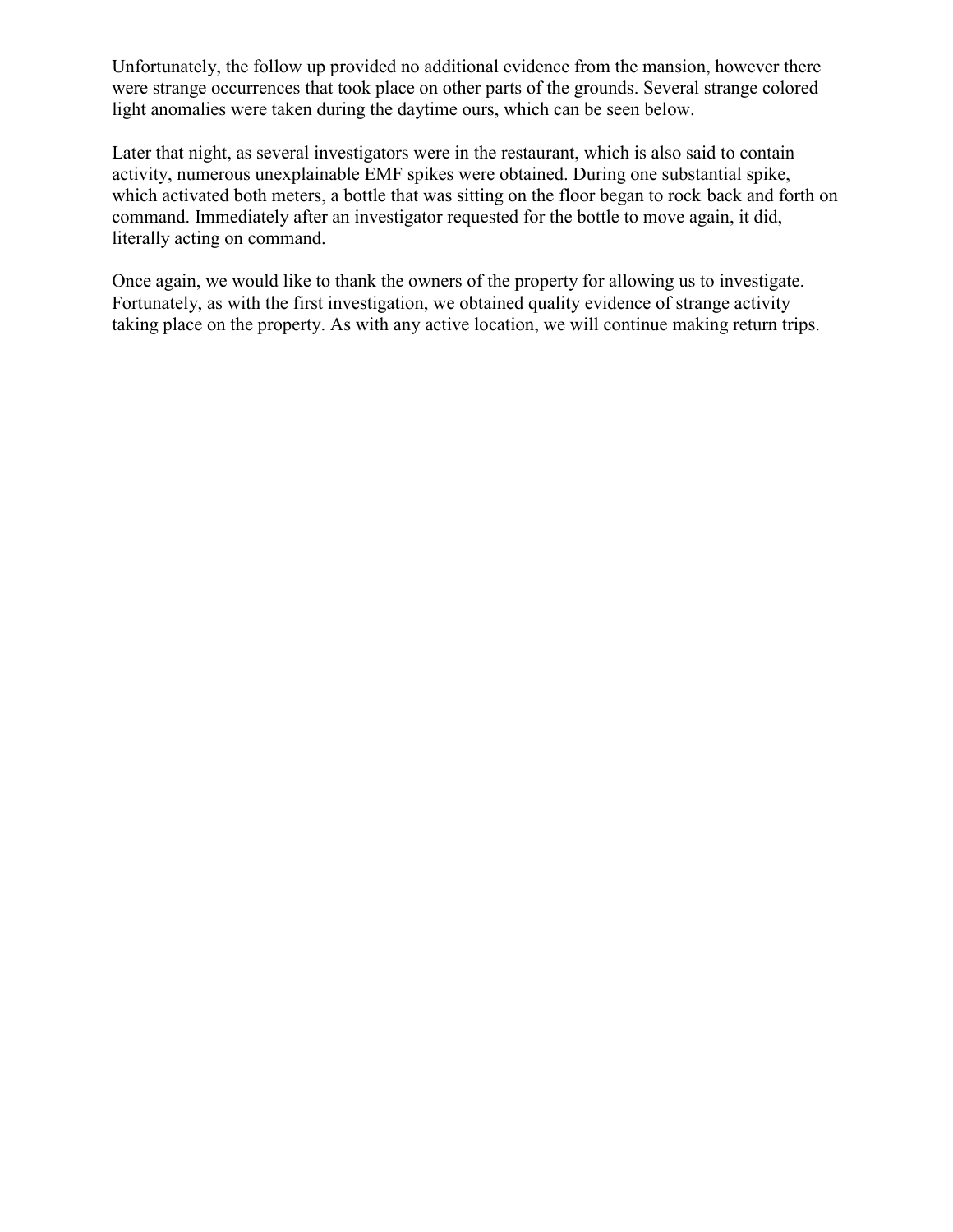Unfortunately, the follow up provided no additional evidence from the mansion, however there were strange occurrences that took place on other parts of the grounds. Several strange colored light anomalies were taken during the daytime ours, which can be seen below.

Later that night, as several investigators were in the restaurant, which is also said to contain activity, numerous unexplainable EMF spikes were obtained. During one substantial spike, which activated both meters, a bottle that was sitting on the floor began to rock back and forth on command. Immediately after an investigator requested for the bottle to move again, it did, literally acting on command.

Once again, we would like to thank the owners of the property for allowing us to investigate. Fortunately, as with the first investigation, we obtained quality evidence of strange activity taking place on the property. As with any active location, we will continue making return trips.